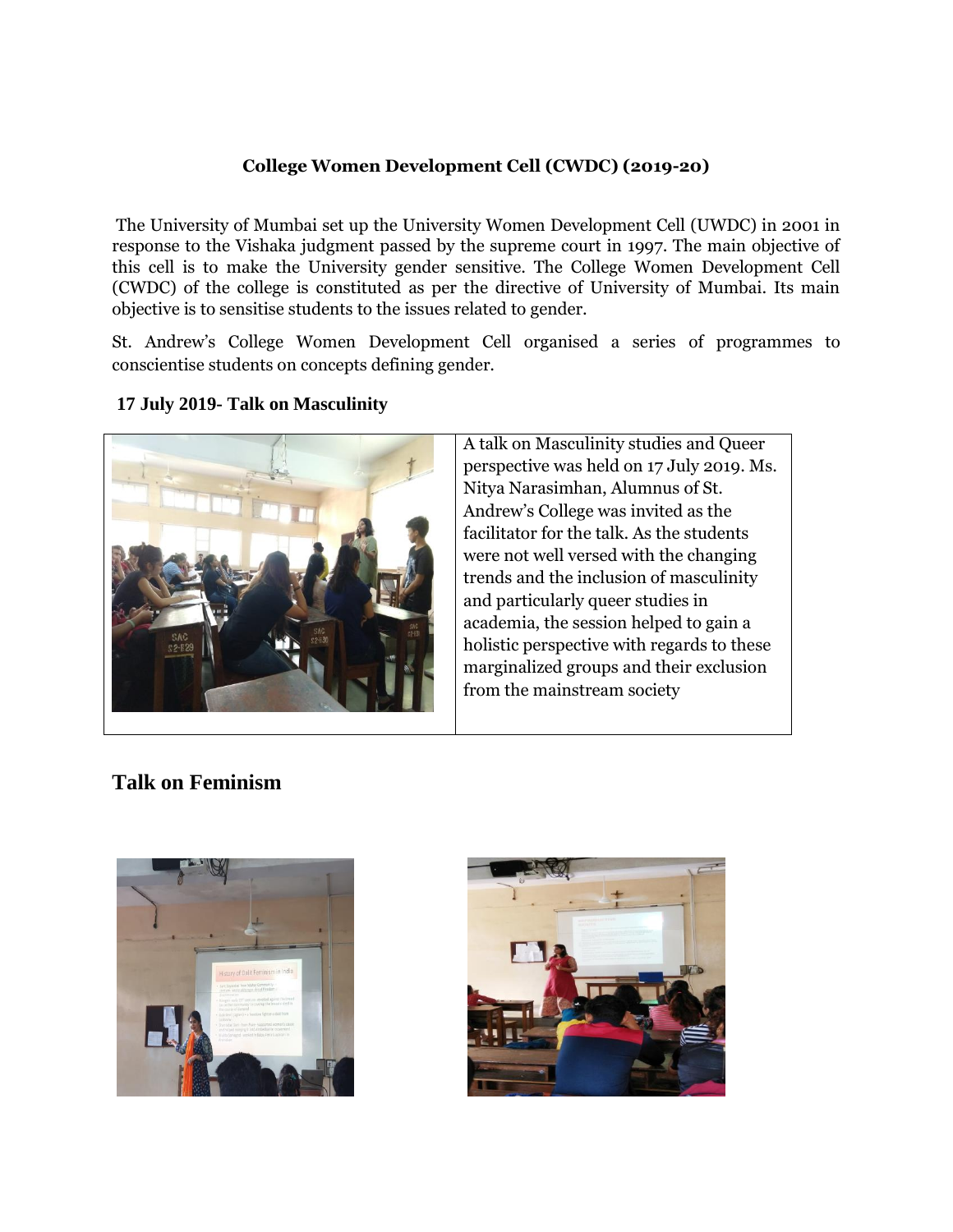# College Women Development Cell (CWDC) (2019-20)

The University of Mumbai set up the University Women Development Cell (UWDC) in 2001 in response to the Vishaka judgment passed by the supreme court in 1997. The main objective of this cell is to make the University gender sensitive. The College Women Development Cell (CWDC) of the college is constituted as per the directive of University of Mumbai. Its main objective is to sensitise students to the issues related to gender.

St. Andrew's College Women Development Cell organised a series of programmes to conscientise students on concepts defining gender.

**17 July 2019- Talk on Masculinity**

A talk on Masculinity studies and Queer perspective was held on 17 July 2019. Ms. Nitya Narasimhan, Alumnus of St. Andrew's College was invited as the facilitator for the talk. As the students were not well versed with the changing trends and the inclusion of masculinity and particularly queer studies in academia, the session helped to gain a holistic perspective with regards to these marginalized groups and their exclusion from the mainstream society

## Talk on Feminism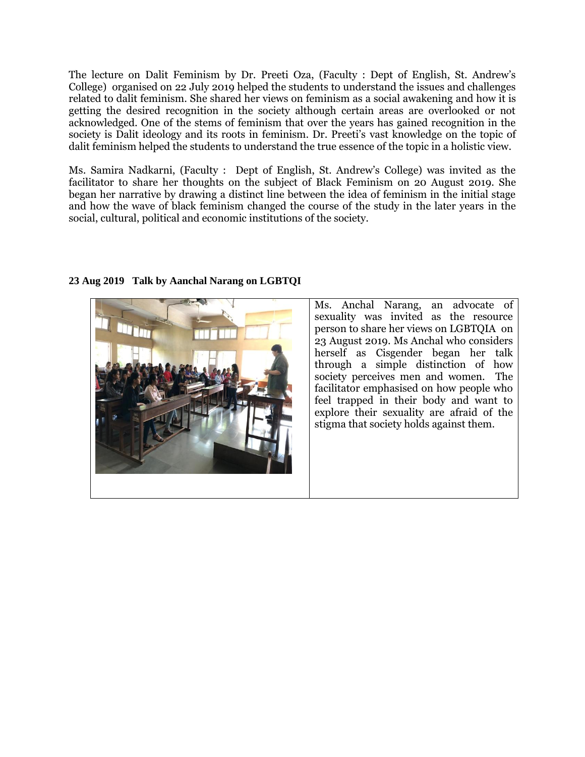The lecture on Dalit Feminism by Dr. Preeti Oza, (Faculty : Dept of English, St. Andrew's College) organised on 22 July 2019 helped the students to understand the issues and challenges related to dalit feminism. She shared her views on feminism as a social awakening and how it is getting the desired recognition in the society although certain areas are overlooked or not acknowledged. One of the stems of feminism that over the years has gained recognition in the society is Dalit ideology and its roots in feminism. Dr. Preeti's vast knowledge on the topic of dalit feminism helped the students to understand the true essence of the topic in a holistic view.

Ms. Samira Nadkarni, (Faculty : Dept of English, St. Andrew's College) was invited as the facilitator to share her thoughts on the subject of Black Feminism on 20 August 2019. She began her narrative by drawing a distinct line between the idea of feminism in the initial stage and how the wave of black feminism changed the course of the study in the later years in the social, cultural, political and economic institutions of the society.

**23 Aug 2019 Talk by Aanchal Narang on LGBTQI**

Ms. Anchal Narang, an advocate of sexuality was invited as the resource person to share her views on LGBTQIA on 23 August 2019. Ms Anchal who considers herself as Cisgender began her talk through a simple distinction of how society perceives men and women. The facilitator emphasised on how people who feel trapped in their body and want to explore their sexuality are afraid of the stigma that society holds against them.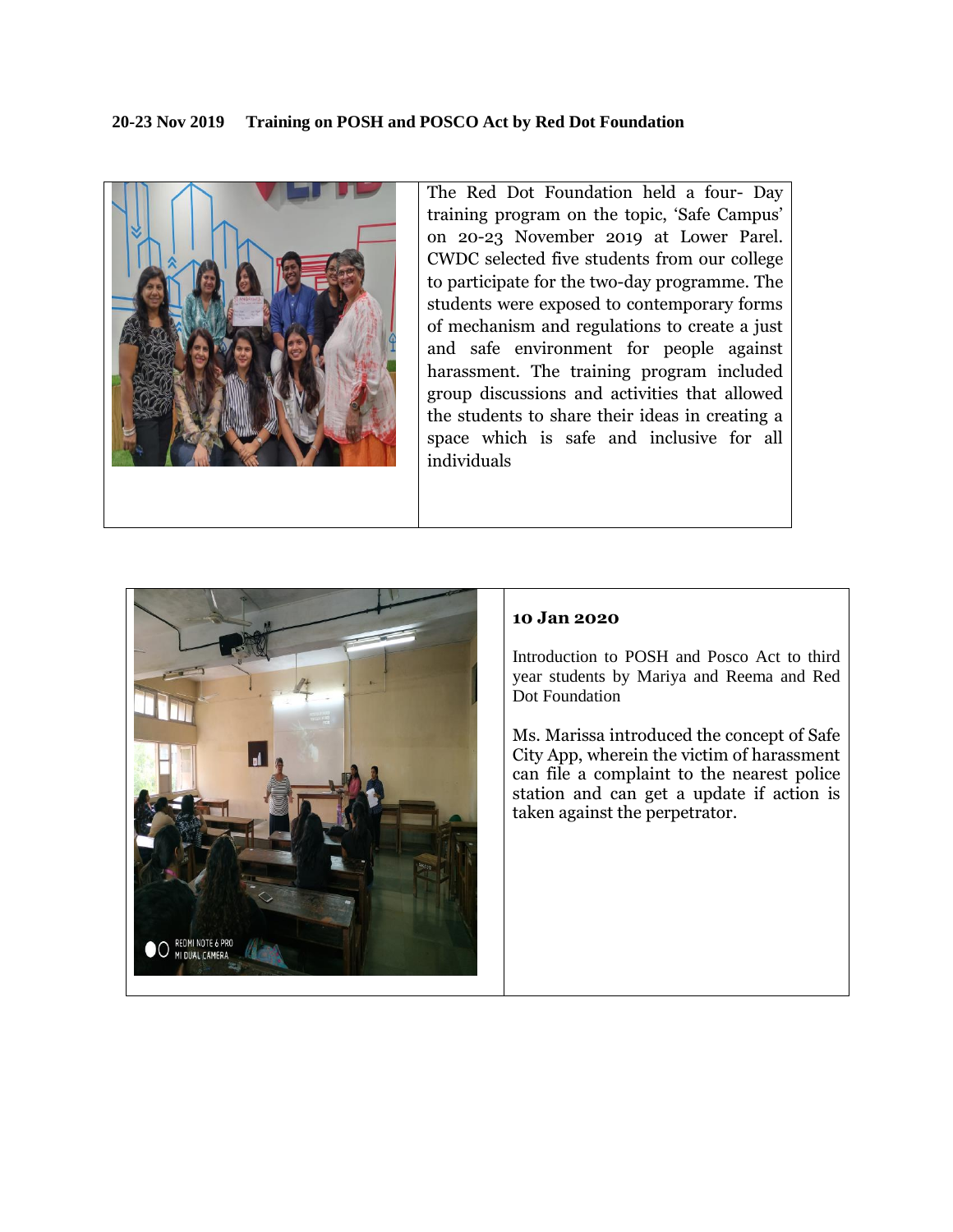**20-23 Nov 2019 Training on POSH and POSCO Act by Red Dot Foundation**

The Red Dot Foundation held a four- Day training program on the topic, 'Safe Campus' on 20-23 November 2019 at Lower Parel. CWDC selected five students from our college to participate for the two-day programme. The students were exposed to contemporary forms of mechanism and regulations to create a just and safe environment for people against harassment. The training program included group discussions and activities that allowed the students to share their ideas in creating a space which is safe and inclusive for all individuals

**10 Jan 2020**

Introduction to POSH and Posco Act to third year students by Mariya and Reema and Red Dot Foundation

Ms. Marissa introduced the concept of Safe City App, wherein the victim of harassment can file a complaint to the nearest police station and can get a update if action is taken against the perpetrator.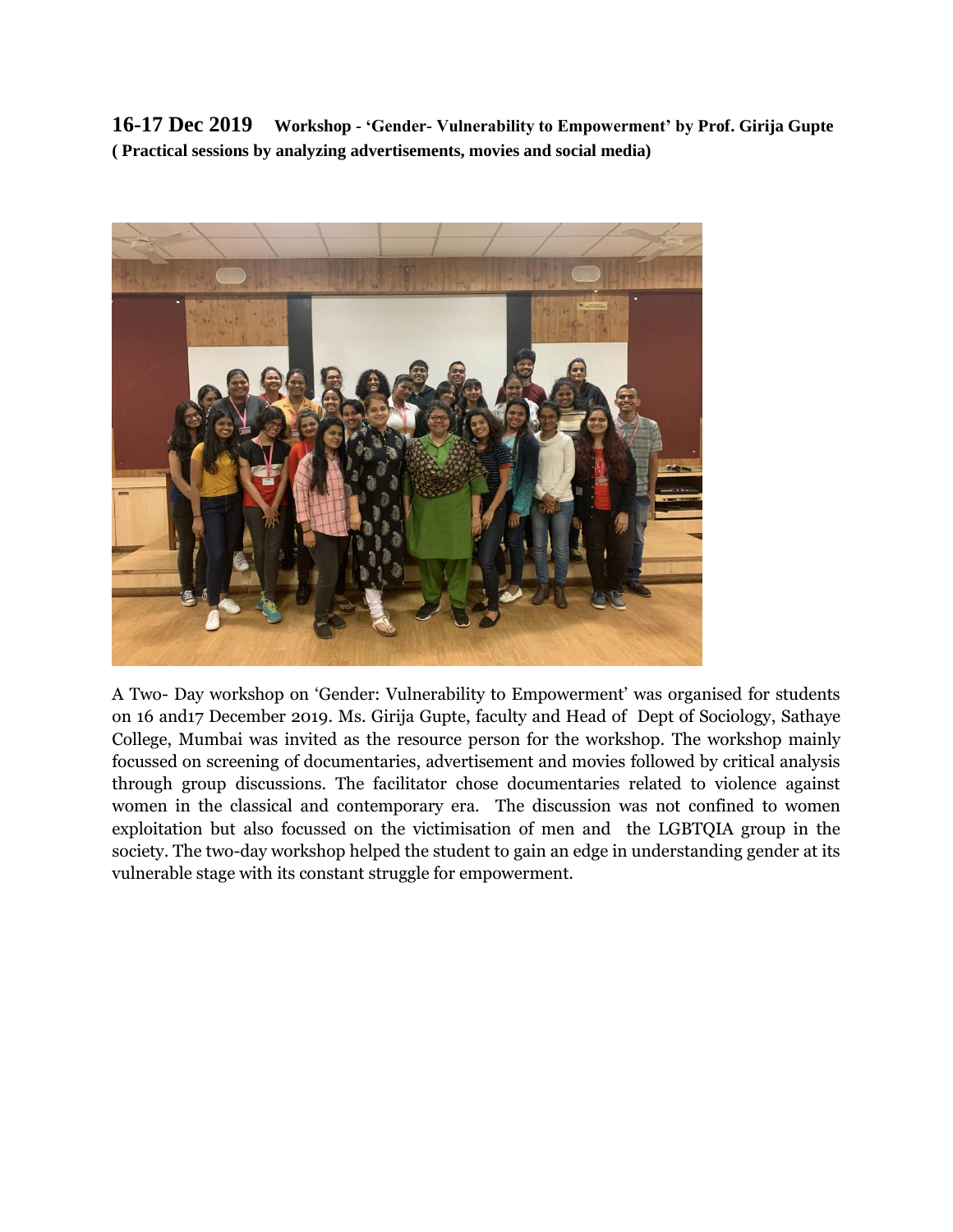**16-17 Dec 2019** **Workshop - 'Gender- Vulnerability to Empowerment' by Prof. Girija Gupte ( Practical sessions by analyzing advertisements, movies and social media)**

A Two- Day workshop on 'Gender: Vulnerability to Empowerment' was organised for students on 16 and17 December 2019. Ms. Girija Gupte, faculty and Head of Dept of Sociology, Sathaye College, Mumbai was invited as the resource person for the workshop. The workshop mainly focussed on screening of documentaries, advertisement and movies followed by critical analysis through group discussions. The facilitator chose documentaries related to violence against women in the classical and contemporary era. The discussion was not confined to women exploitation but also focussed on the victimisation of men and the LGBTQIA group in the society. The two-day workshop helped the student to gain an edge in understanding gender at its vulnerable stage with its constant struggle for empowerment.